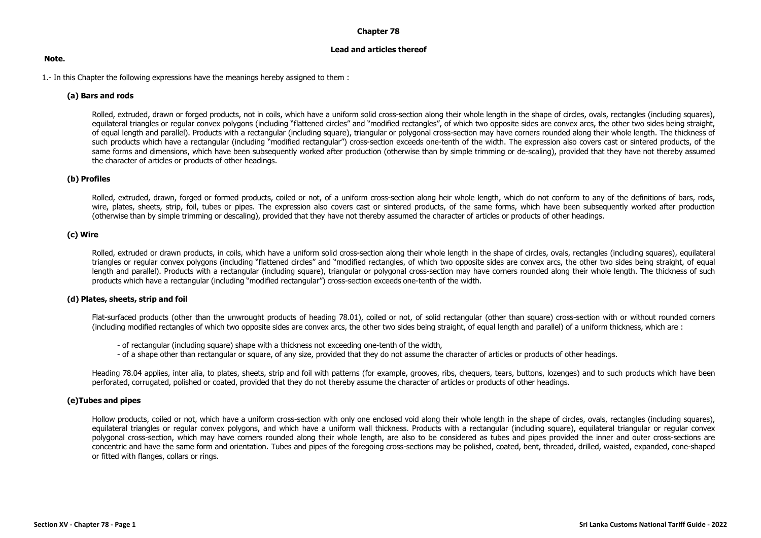# Chapter 78

## Lead and articles thereof

**Note.**

1.- In this Chapter the following expressions have the meanings hereby assigned to them :

### (a) Bars and rods

Rolled, extruded, drawn or forged products, not in coils, which have a uniform solid cross-section along their whole length in the shape of circles, ovals, rectangles (including squares), equilateral triangles or regular convex polygons (including "flattened circles" and "modified rectangles", of which two opposite sides are convex arcs, the other two sides being straight, of equal length and parallel). Products with a rectangular (including square), triangular or polygonal cross-section may have corners rounded along their whole length. The thickness of such products which have a rectangular (including "modified rectangular") cross-section exceeds one-tenth of the width. The expression also covers cast or sintered products, of the same forms and dimensions, which have been subsequently worked after production (otherwise than by simple trimming or de-scaling), provided that they have not thereby assumed the character of articles or products of other headings.

### (b) Profiles

Rolled, extruded, drawn, forged or formed products, coiled or not, of a uniform cross-section along heir whole length, which do not conform to any of the definitions of bars, rods, wire, plates, sheets, strip, foil, tubes or pipes. The expression also covers cast or sintered products, of the same forms, which have been subsequently worked after production (otherwise than by simple trimming or descaling), provided that they have not thereby assumed the character of articles or products of other headings.

### (c) Wire

Rolled, extruded or drawn products, in coils, which have a uniform solid cross-section along their whole length in the shape of circles, ovals, rectangles (including squares), equilateral triangles or regular convex polygons (including "flattened circles" and "modified rectangles, of which two opposite sides are convex arcs, the other two sides being straight, of equal length and parallel). Products with a rectangular (including square), triangular or polygonal cross-section may have corners rounded along their whole length. The thickness of such products which have a rectangular (including "modified rectangular") cross-section exceeds one-tenth of the width.

### (d) Plates, sheets, strip and foil

Flat-surfaced products (other than the unwrought products of heading 78.01), coiled or not, of solid rectangular (other than square) cross-section with or without rounded corners (including modified rectangles of which two opposite sides are convex arcs, the other two sides being straight, of equal length and parallel) of a uniform thickness, which are :

- of rectangular (including square) shape with a thickness not exceeding one-tenth of the width,
- of a shape other than rectangular or square, of any size, provided that they do not assume the character of articles or products of other headings.

Heading 78.04 applies, inter alia, to plates, sheets, strip and foil with patterns (for example, grooves, ribs, chequers, tears, buttons, lozenges) and to such products which have been perforated, corrugated, polished or coated, provided that they do not thereby assume the character of articles or products of other headings.

### (e)Tubes and pipes

Hollow products, coiled or not, which have a uniform cross-section with only one enclosed void along their whole length in the shape of circles, ovals, rectangles (including squares), equilateral triangles or regular convex polygons, and which have a uniform wall thickness. Products with a rectangular (including square), equilateral triangular or regular convex polygonal cross-section, which may have corners rounded along their whole length, are also to be considered as tubes and pipes provided the inner and outer cross-sections are concentric and have the same form and orientation. Tubes and pipes of the foregoing cross-sections may be polished, coated, bent, threaded, drilled, waisted, expanded, cone-shaped or fitted with flanges, collars or rings.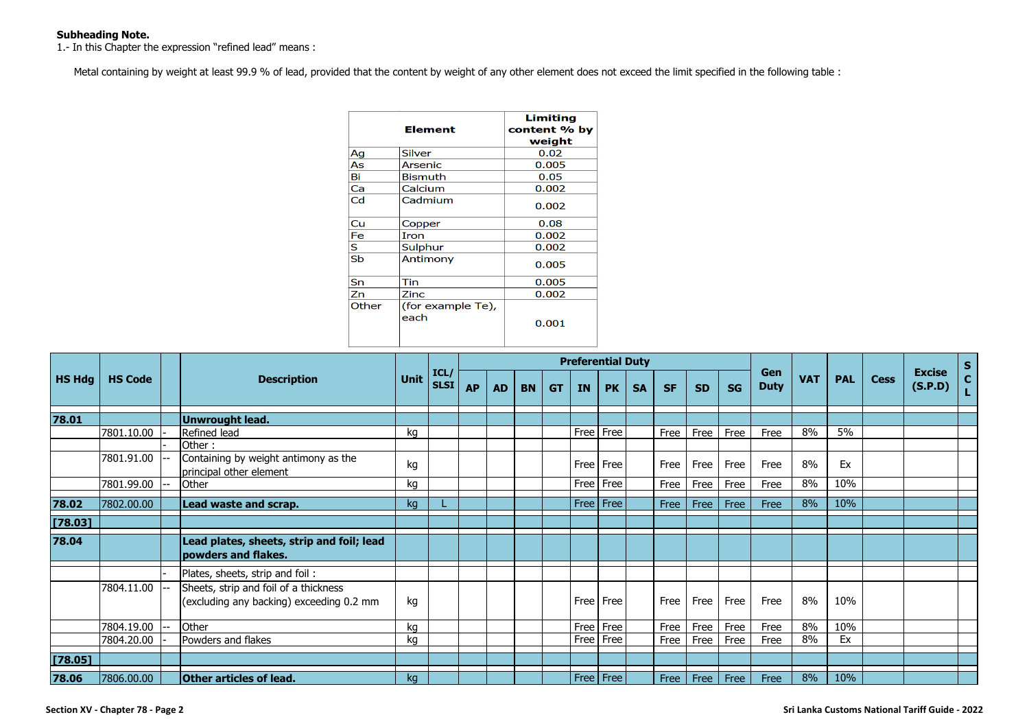**Subheading Note.**

1.- In this Chapter the expression "refined lead" means :

Metal containing by weight at least 99.9 % of lead, provided that the content by weight of any other element does not exceed the limit specified in the following table :

| Element | | Limiting content % by weight |
|---|---|---|
| Ag | Silver | 0.02 |
| As | Arsenic | 0.005 |
| Bi | Bismuth | 0.05 |
| Ca | Calcium | 0.002 |
| Cd | Cadmium | 0.002 |
| Cu | Copper | 0.08 |
| Fe | Iron | 0.002 |
| S | Sulphur | 0.002 |
| Sb | Antimony | 0.005 |
| Sn | Tin | 0.005 |
| Zn | Zinc | 0.002 |
| Other | (for example Te), each | 0.001 |

| HS Hdg | HS Code | | Description | Unit | ICL/ SLSI | Preferential Duty | | | | | | | | | | Gen Duty | VAT | PAL | Cess | Excise (S.P.D) | SCL |
|---|---|---|---|---|---|---|---|---|---|---|---|---|---|---|---|---|---|---|---|---|---|
| | | | | | | AP | AD | BN | GT | IN | PK | SA | SF | SD | SG | | | | | | |
| 78.01 | | | **Unwrought lead.** | | | | | | | | | | | | | | | | | | |
| | 7801.10.00 | - | Refined lead | kg | | | | | | Free | Free | | Free | Free | Free | Free | 8% | 5% | | | |
| | | - | Other : | | | | | | | | | | | | | | | | | | |
| | 7801.91.00 | -- | Containing by weight antimony as the principal other element | kg | | | | | | Free | Free | | Free | Free | Free | Free | 8% | Ex | | | |
| | 7801.99.00 | -- | Other | kg | | | | | | Free | Free | | Free | Free | Free | Free | 8% | 10% | | | |
| 78.02 | 7802.00.00 | | **Lead waste and scrap.** | kg | L | | | | | Free | Free | | Free | Free | Free | Free | 8% | 10% | | | |
| [78.03] | | | | | | | | | | | | | | | | | | | | | |
| 78.04 | | | **Lead plates, sheets, strip and foil; lead powders and flakes.** | | | | | | | | | | | | | | | | | | |
| | | - | Plates, sheets, strip and foil : | | | | | | | | | | | | | | | | | | |
| | 7804.11.00 | -- | Sheets, strip and foil of a thickness (excluding any backing) exceeding 0.2 mm | kg | | | | | | Free | Free | | Free | Free | Free | Free | 8% | 10% | | | |
| | 7804.19.00 | -- | Other | kg | | | | | | Free | Free | | Free | Free | Free | Free | 8% | 10% | | | |
| | 7804.20.00 | - | Powders and flakes | kg | | | | | | Free | Free | | Free | Free | Free | Free | 8% | Ex | | | |
| [78.05] | | | | | | | | | | | | | | | | | | | | | |
| 78.06 | 7806.00.00 | | **Other articles of lead.** | kg | | | | | | Free | Free | | Free | Free | Free | Free | 8% | 10% | | | |